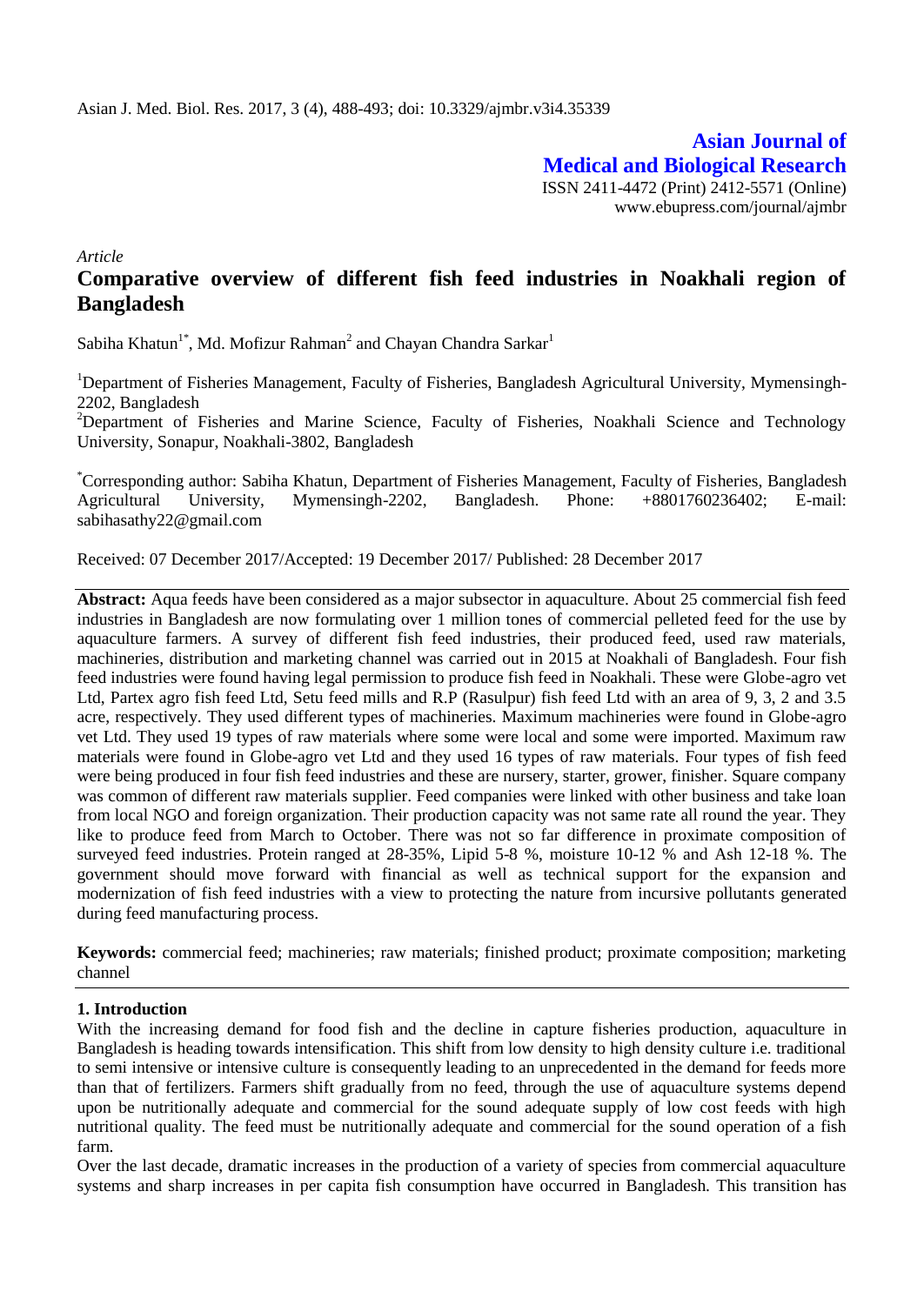# Asian Journal of Medical and Biological Research

ISSN 2411-4472 (Print) 2412-5571 (Online)
www.ebupress.com/journal/ajmbr

*Article*

## Comparative overview of different fish feed industries in Noakhali region of Bangladesh

Sabiha Khatun[1*], Md. Mofizur Rahman[2] and Chayan Chandra Sarkar[1]

[1]Department of Fisheries Management, Faculty of Fisheries, Bangladesh Agricultural University, Mymensingh-2202, Bangladesh

[2]Department of Fisheries and Marine Science, Faculty of Fisheries, Noakhali Science and Technology University, Sonapur, Noakhali-3802, Bangladesh

[*]Corresponding author: Sabiha Khatun, Department of Fisheries Management, Faculty of Fisheries, Bangladesh Agricultural University, Mymensingh-2202, Bangladesh. Phone: +8801760236402; E-mail: sabihasathy22@gmail.com

Received: 07 December 2017/Accepted: 19 December 2017/ Published: 28 December 2017

**Abstract:** Aqua feeds have been considered as a major subsector in aquaculture. About 25 commercial fish feed industries in Bangladesh are now formulating over 1 million tones of commercial pelleted feed for the use by aquaculture farmers. A survey of different fish feed industries, their produced feed, used raw materials, machineries, distribution and marketing channel was carried out in 2015 at Noakhali of Bangladesh. Four fish feed industries were found having legal permission to produce fish feed in Noakhali. These were Globe-agro vet Ltd, Partex agro fish feed Ltd, Setu feed mills and R.P (Rasulpur) fish feed Ltd with an area of 9, 3, 2 and 3.5 acre, respectively. They used different types of machineries. Maximum machineries were found in Globe-agro vet Ltd. They used 19 types of raw materials where some were local and some were imported. Maximum raw materials were found in Globe-agro vet Ltd and they used 16 types of raw materials. Four types of fish feed were being produced in four fish feed industries and these are nursery, starter, grower, finisher. Square company was common of different raw materials supplier. Feed companies were linked with other business and take loan from local NGO and foreign organization. Their production capacity was not same rate all round the year. They like to produce feed from March to October. There was not so far difference in proximate composition of surveyed feed industries. Protein ranged at 28-35%, Lipid 5-8 %, moisture 10-12 % and Ash 12-18 %. The government should move forward with financial as well as technical support for the expansion and modernization of fish feed industries with a view to protecting the nature from incursive pollutants generated during feed manufacturing process.

**Keywords:** commercial feed; machineries; raw materials; finished product; proximate composition; marketing channel

### 1. Introduction

With the increasing demand for food fish and the decline in capture fisheries production, aquaculture in Bangladesh is heading towards intensification. This shift from low density to high density culture i.e. traditional to semi intensive or intensive culture is consequently leading to an unprecedented in the demand for feeds more than that of fertilizers. Farmers shift gradually from no feed, through the use of aquaculture systems depend upon be nutritionally adequate and commercial for the sound adequate supply of low cost feeds with high nutritional quality. The feed must be nutritionally adequate and commercial for the sound operation of a fish farm.

Over the last decade, dramatic increases in the production of a variety of species from commercial aquaculture systems and sharp increases in per capita fish consumption have occurred in Bangladesh. This transition has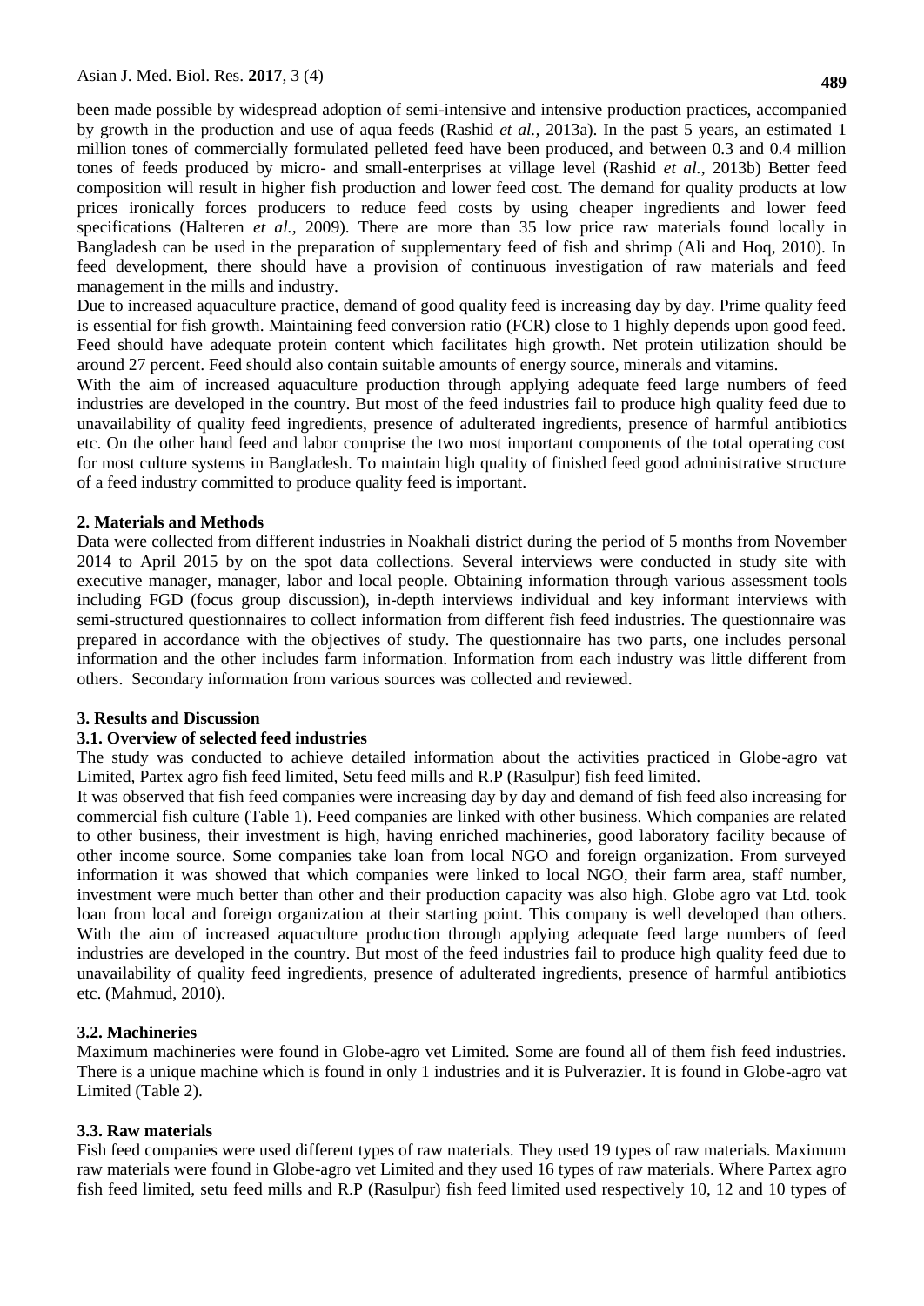been made possible by widespread adoption of semi-intensive and intensive production practices, accompanied by growth in the production and use of aqua feeds (Rashid *et al.*, 2013a). In the past 5 years, an estimated 1 million tones of commercially formulated pelleted feed have been produced, and between 0.3 and 0.4 million tones of feeds produced by micro- and small-enterprises at village level (Rashid *et al.*, 2013b) Better feed composition will result in higher fish production and lower feed cost. The demand for quality products at low prices ironically forces producers to reduce feed costs by using cheaper ingredients and lower feed specifications (Halteren *et al.*, 2009). There are more than 35 low price raw materials found locally in Bangladesh can be used in the preparation of supplementary feed of fish and shrimp (Ali and Hoq, 2010). In feed development, there should have a provision of continuous investigation of raw materials and feed management in the mills and industry.

Due to increased aquaculture practice, demand of good quality feed is increasing day by day. Prime quality feed is essential for fish growth. Maintaining feed conversion ratio (FCR) close to 1 highly depends upon good feed. Feed should have adequate protein content which facilitates high growth. Net protein utilization should be around 27 percent. Feed should also contain suitable amounts of energy source, minerals and vitamins.

With the aim of increased aquaculture production through applying adequate feed large numbers of feed industries are developed in the country. But most of the feed industries fail to produce high quality feed due to unavailability of quality feed ingredients, presence of adulterated ingredients, presence of harmful antibiotics etc. On the other hand feed and labor comprise the two most important components of the total operating cost for most culture systems in Bangladesh. To maintain high quality of finished feed good administrative structure of a feed industry committed to produce quality feed is important.

## 2. Materials and Methods

Data were collected from different industries in Noakhali district during the period of 5 months from November 2014 to April 2015 by on the spot data collections. Several interviews were conducted in study site with executive manager, manager, labor and local people. Obtaining information through various assessment tools including FGD (focus group discussion), in-depth interviews individual and key informant interviews with semi-structured questionnaires to collect information from different fish feed industries. The questionnaire was prepared in accordance with the objectives of study. The questionnaire has two parts, one includes personal information and the other includes farm information. Information from each industry was little different from others. Secondary information from various sources was collected and reviewed.

## 3. Results and Discussion

### 3.1. Overview of selected feed industries

The study was conducted to achieve detailed information about the activities practiced in Globe-agro vat Limited, Partex agro fish feed limited, Setu feed mills and R.P (Rasulpur) fish feed limited.

It was observed that fish feed companies were increasing day by day and demand of fish feed also increasing for commercial fish culture (Table 1). Feed companies are linked with other business. Which companies are related to other business, their investment is high, having enriched machineries, good laboratory facility because of other income source. Some companies take loan from local NGO and foreign organization. From surveyed information it was showed that which companies were linked to local NGO, their farm area, staff number, investment were much better than other and their production capacity was also high. Globe agro vat Ltd. took loan from local and foreign organization at their starting point. This company is well developed than others. With the aim of increased aquaculture production through applying adequate feed large numbers of feed industries are developed in the country. But most of the feed industries fail to produce high quality feed due to unavailability of quality feed ingredients, presence of adulterated ingredients, presence of harmful antibiotics etc. (Mahmud, 2010).

### 3.2. Machineries

Maximum machineries were found in Globe-agro vet Limited. Some are found all of them fish feed industries. There is a unique machine which is found in only 1 industries and it is Pulverazier. It is found in Globe-agro vat Limited (Table 2).

### 3.3. Raw materials

Fish feed companies were used different types of raw materials. They used 19 types of raw materials. Maximum raw materials were found in Globe-agro vet Limited and they used 16 types of raw materials. Where Partex agro fish feed limited, setu feed mills and R.P (Rasulpur) fish feed limited used respectively 10, 12 and 10 types of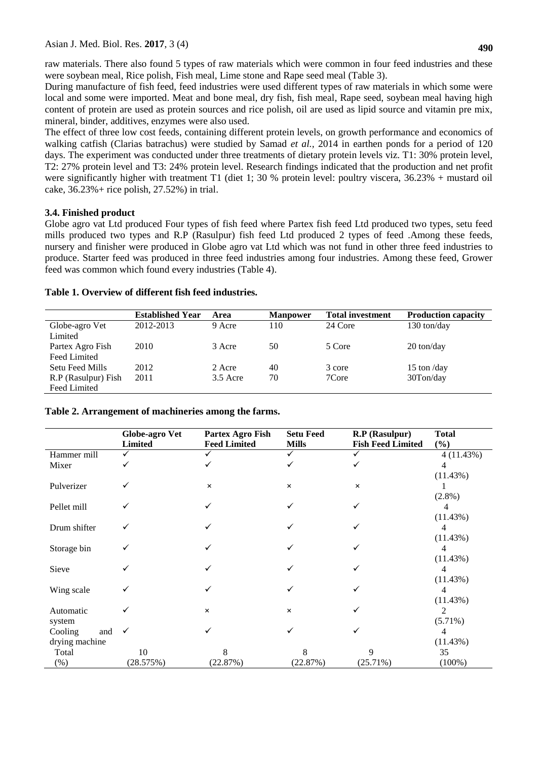raw materials. There also found 5 types of raw materials which were common in four feed industries and these were soybean meal, Rice polish, Fish meal, Lime stone and Rape seed meal (Table 3).

During manufacture of fish feed, feed industries were used different types of raw materials in which some were local and some were imported. Meat and bone meal, dry fish, fish meal, Rape seed, soybean meal having high content of protein are used as protein sources and rice polish, oil are used as lipid source and vitamin pre mix, mineral, binder, additives, enzymes were also used.

The effect of three low cost feeds, containing different protein levels, on growth performance and economics of walking catfish (Clarias batrachus) were studied by Samad *et al.*, 2014 in earthen ponds for a period of 120 days. The experiment was conducted under three treatments of dietary protein levels viz. T1: 30% protein level, T2: 27% protein level and T3: 24% protein level. Research findings indicated that the production and net profit were significantly higher with treatment T1 (diet 1; 30 % protein level: poultry viscera, 36.23% + mustard oil cake, 36.23%+ rice polish, 27.52%) in trial.

### 3.4. Finished product

Globe agro vat Ltd produced Four types of fish feed where Partex fish feed Ltd produced two types, setu feed mills produced two types and R.P (Rasulpur) fish feed Ltd produced 2 types of feed .Among these feeds, nursery and finisher were produced in Globe agro vat Ltd which was not fund in other three feed industries to produce. Starter feed was produced in three feed industries among four industries. Among these feed, Grower feed was common which found every industries (Table 4).

**Table 1. Overview of different fish feed industries.**

| | Established Year | Area | Manpower | Total investment | Production capacity |
|---|---|---|---|---|---|
| Globe-agro Vet Limited | 2012-2013 | 9 Acre | 110 | 24 Core | 130 ton/day |
| Partex Agro Fish Feed Limited | 2010 | 3 Acre | 50 | 5 Core | 20 ton/day |
| Setu Feed Mills | 2012 | 2 Acre | 40 | 3 core | 15 ton /day |
| R.P (Rasulpur) Fish Feed Limited | 2011 | 3.5 Acre | 70 | 7Core | 30Ton/day |

**Table 2. Arrangement of machineries among the farms.**

| | Globe-agro Vet Limited | Partex Agro Fish Feed Limited | Setu Feed Mills | R.P (Rasulpur) Fish Feed Limited | Total (%) |
|---|---|---|---|---|---|
| Hammer mill | ✓ | ✓ | ✓ | ✓ | 4 (11.43%) |
| Mixer | ✓ | ✓ | ✓ | ✓ | 4 (11.43%) |
| Pulverizer | ✓ | × | × | × | 1 (2.8%) |
| Pellet mill | ✓ | ✓ | ✓ | ✓ | 4 (11.43%) |
| Drum shifter | ✓ | ✓ | ✓ | ✓ | 4 (11.43%) |
| Storage bin | ✓ | ✓ | ✓ | ✓ | 4 (11.43%) |
| Sieve | ✓ | ✓ | ✓ | ✓ | 4 (11.43%) |
| Wing scale | ✓ | ✓ | ✓ | ✓ | 4 (11.43%) |
| Automatic system | ✓ | × | × | ✓ | 2 (5.71%) |
| Cooling and drying machine | ✓ | ✓ | ✓ | ✓ | 4 (11.43%) |
| Total (%) | 10 (28.575%) | 8 (22.87%) | 8 (22.87%) | 9 (25.71%) | 35 (100%) |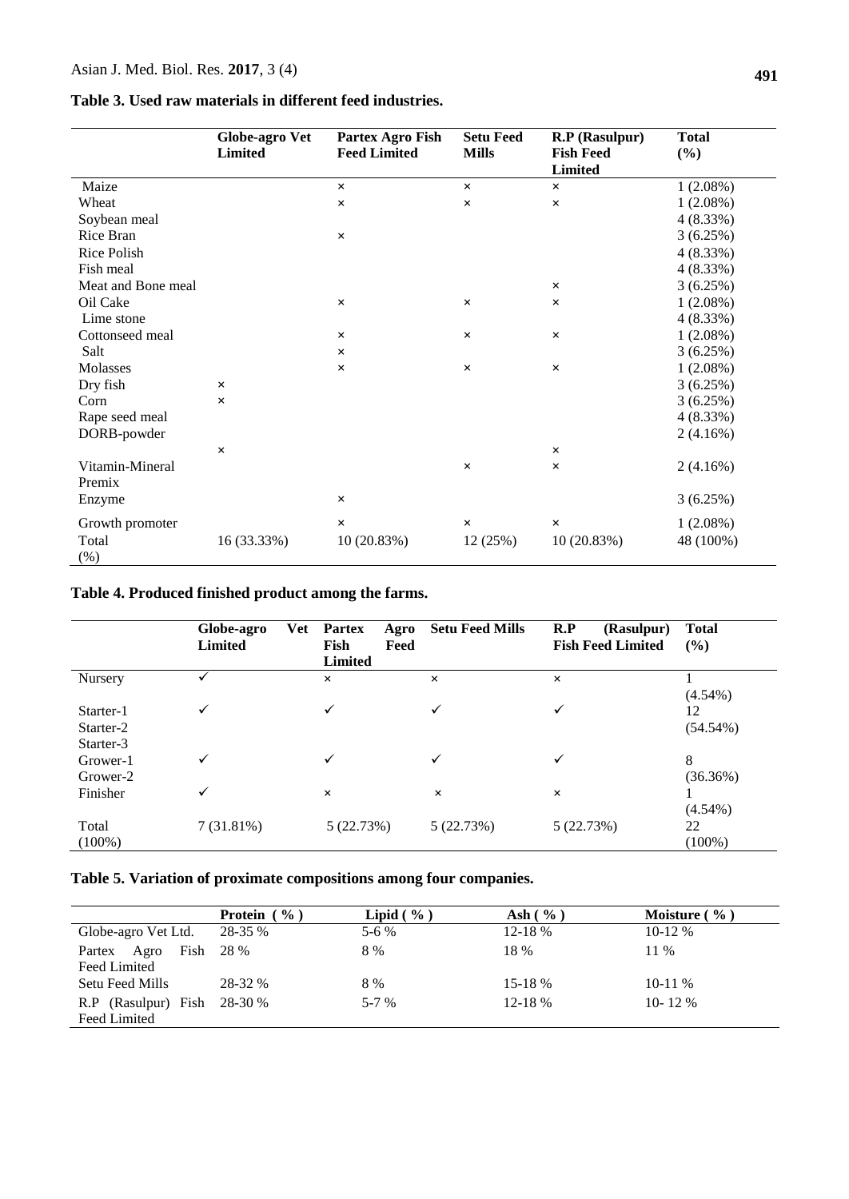**Table 3. Used raw materials in different feed industries.**

| | Globe-agro Vet Limited | Partex Agro Fish Feed Limited | Setu Feed Mills | R.P (Rasulpur) Fish Feed Limited | Total (%) |
|---|---|---|---|---|---|
| Maize | | × | × | × | 1 (2.08%) |
| Wheat | | × | × | × | 1 (2.08%) |
| Soybean meal | | | | | 4 (8.33%) |
| Rice Bran | | × | | | 3 (6.25%) |
| Rice Polish | | | | | 4 (8.33%) |
| Fish meal | | | | | 4 (8.33%) |
| Meat and Bone meal | | | | × | 3 (6.25%) |
| Oil Cake | | × | × | × | 1 (2.08%) |
| Lime stone | | | | | 4 (8.33%) |
| Cottonseed meal | | × | × | × | 1 (2.08%) |
| Salt | | × | | | 3 (6.25%) |
| Molasses | | × | × | × | 1 (2.08%) |
| Dry fish | × | | | | 3 (6.25%) |
| Corn | × | | | | 3 (6.25%) |
| Rape seed meal | | | | | 4 (8.33%) |
| DORB-powder | × | | | × | 2 (4.16%) |
| Vitamin-Mineral Premix | | | × | × | 2 (4.16%) |
| Enzyme | | × | | | 3 (6.25%) |
| Growth promoter | | × | × | × | 1 (2.08%) |
| Total (%) | 16 (33.33%) | 10 (20.83%) | 12 (25%) | 10 (20.83%) | 48 (100%) |

**Table 4. Produced finished product among the farms.**

| | Globe-agro Vet Limited | Partex Agro Fish Feed Limited | Setu Feed Mills | R.P (Rasulpur) Fish Feed Limited | Total (%) |
|---|---|---|---|---|---|
| Nursery | ✓ | × | × | × | 1 (4.54%) |
| Starter-1 Starter-2 Starter-3 | ✓ | ✓ | ✓ | ✓ | 12 (54.54%) |
| Grower-1 Grower-2 | ✓ | ✓ | ✓ | ✓ | 8 (36.36%) |
| Finisher | ✓ | × | × | × | 1 (4.54%) |
| Total (100%) | 7 (31.81%) | 5 (22.73%) | 5 (22.73%) | 5 (22.73%) | 22 (100%) |

**Table 5. Variation of proximate compositions among four companies.**

| | Protein ( % ) | Lipid ( % ) | Ash ( % ) | Moisture ( % ) |
|---|---|---|---|---|
| Globe-agro Vet Ltd. | 28-35 % | 5-6 % | 12-18 % | 10-12 % |
| Partex Agro Fish Feed Limited | 28 % | 8 % | 18 % | 11 % |
| Setu Feed Mills | 28-32 % | 8 % | 15-18 % | 10-11 % |
| R.P (Rasulpur) Fish Feed Limited | 28-30 % | 5-7 % | 12-18 % | 10- 12 % |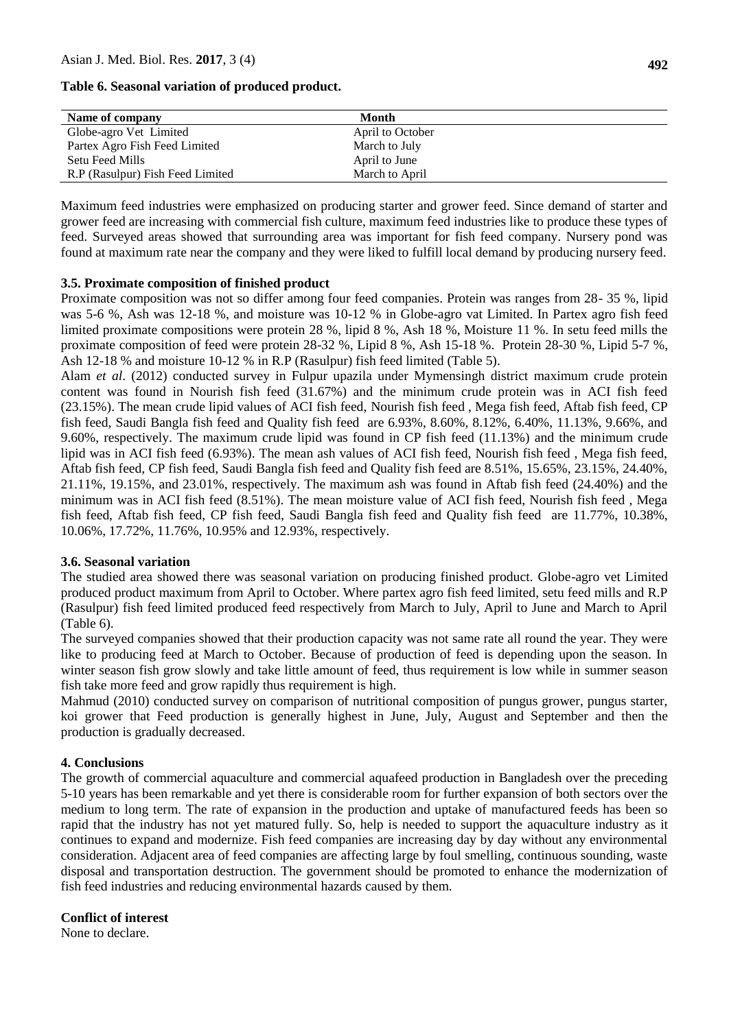**Table 6. Seasonal variation of produced product.**

| Name of company | Month |
|---|---|
| Globe-agro Vet Limited | April to October |
| Partex Agro Fish Feed Limited | March to July |
| Setu Feed Mills | April to June |
| R.P (Rasulpur) Fish Feed Limited | March to April |

Maximum feed industries were emphasized on producing starter and grower feed. Since demand of starter and grower feed are increasing with commercial fish culture, maximum feed industries like to produce these types of feed. Surveyed areas showed that surrounding area was important for fish feed company. Nursery pond was found at maximum rate near the company and they were liked to fulfill local demand by producing nursery feed.

### 3.5. Proximate composition of finished product

Proximate composition was not so differ among four feed companies. Protein was ranges from 28- 35 %, lipid was 5-6 %, Ash was 12-18 %, and moisture was 10-12 % in Globe-agro vat Limited. In Partex agro fish feed limited proximate compositions were protein 28 %, lipid 8 %, Ash 18 %, Moisture 11 %. In setu feed mills the proximate composition of feed were protein 28-32 %, Lipid 8 %, Ash 15-18 %. Protein 28-30 %, Lipid 5-7 %, Ash 12-18 % and moisture 10-12 % in R.P (Rasulpur) fish feed limited (Table 5).

Alam *et al*. (2012) conducted survey in Fulpur upazila under Mymensingh district maximum crude protein content was found in Nourish fish feed (31.67%) and the minimum crude protein was in ACI fish feed (23.15%). The mean crude lipid values of ACI fish feed, Nourish fish feed , Mega fish feed, Aftab fish feed, CP fish feed, Saudi Bangla fish feed and Quality fish feed are 6.93%, 8.60%, 8.12%, 6.40%, 11.13%, 9.66%, and 9.60%, respectively. The maximum crude lipid was found in CP fish feed (11.13%) and the minimum crude lipid was in ACI fish feed (6.93%). The mean ash values of ACI fish feed, Nourish fish feed , Mega fish feed, Aftab fish feed, CP fish feed, Saudi Bangla fish feed and Quality fish feed are 8.51%, 15.65%, 23.15%, 24.40%, 21.11%, 19.15%, and 23.01%, respectively. The maximum ash was found in Aftab fish feed (24.40%) and the minimum was in ACI fish feed (8.51%). The mean moisture value of ACI fish feed, Nourish fish feed , Mega fish feed, Aftab fish feed, CP fish feed, Saudi Bangla fish feed and Quality fish feed are 11.77%, 10.38%, 10.06%, 17.72%, 11.76%, 10.95% and 12.93%, respectively.

### 3.6. Seasonal variation

The studied area showed there was seasonal variation on producing finished product. Globe-agro vet Limited produced product maximum from April to October. Where partex agro fish feed limited, setu feed mills and R.P (Rasulpur) fish feed limited produced feed respectively from March to July, April to June and March to April (Table 6).

The surveyed companies showed that their production capacity was not same rate all round the year. They were like to producing feed at March to October. Because of production of feed is depending upon the season. In winter season fish grow slowly and take little amount of feed, thus requirement is low while in summer season fish take more feed and grow rapidly thus requirement is high.

Mahmud (2010) conducted survey on comparison of nutritional composition of pungus grower, pungus starter, koi grower that Feed production is generally highest in June, July, August and September and then the production is gradually decreased.

## 4. Conclusions

The growth of commercial aquaculture and commercial aquafeed production in Bangladesh over the preceding 5-10 years has been remarkable and yet there is considerable room for further expansion of both sectors over the medium to long term. The rate of expansion in the production and uptake of manufactured feeds has been so rapid that the industry has not yet matured fully. So, help is needed to support the aquaculture industry as it continues to expand and modernize. Fish feed companies are increasing day by day without any environmental consideration. Adjacent area of feed companies are affecting large by foul smelling, continuous sounding, waste disposal and transportation destruction. The government should be promoted to enhance the modernization of fish feed industries and reducing environmental hazards caused by them.

## Conflict of interest

None to declare.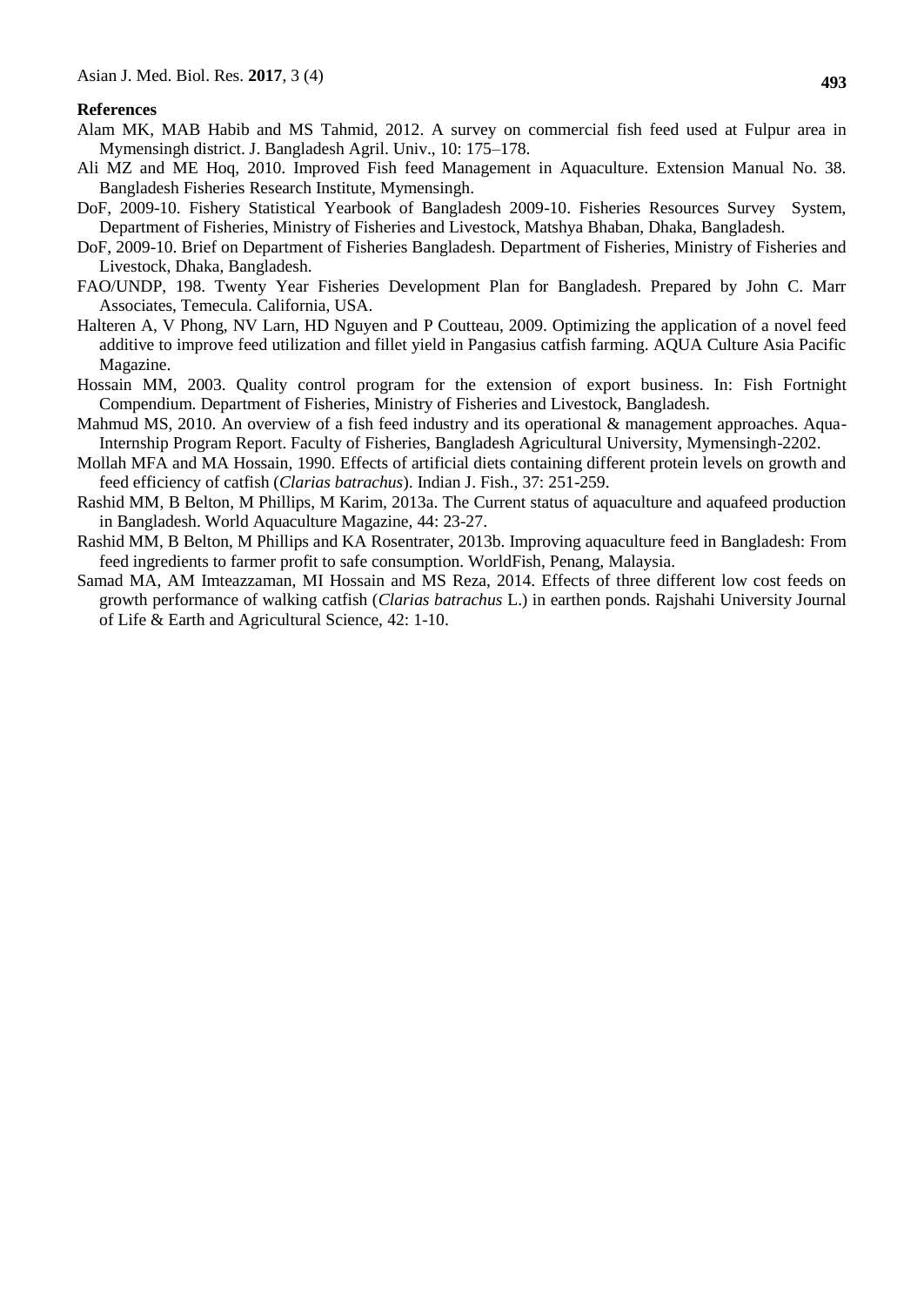**References**

Alam MK, MAB Habib and MS Tahmid, 2012. A survey on commercial fish feed used at Fulpur area in Mymensingh district. J. Bangladesh Agril. Univ., 10: 175–178.

Ali MZ and ME Hoq, 2010. Improved Fish feed Management in Aquaculture. Extension Manual No. 38. Bangladesh Fisheries Research Institute, Mymensingh.

DoF, 2009-10. Fishery Statistical Yearbook of Bangladesh 2009-10. Fisheries Resources Survey System, Department of Fisheries, Ministry of Fisheries and Livestock, Matshya Bhaban, Dhaka, Bangladesh.

DoF, 2009-10. Brief on Department of Fisheries Bangladesh. Department of Fisheries, Ministry of Fisheries and Livestock, Dhaka, Bangladesh.

FAO/UNDP, 198. Twenty Year Fisheries Development Plan for Bangladesh. Prepared by John C. Marr Associates, Temecula. California, USA.

Halteren A, V Phong, NV Larn, HD Nguyen and P Coutteau, 2009. Optimizing the application of a novel feed additive to improve feed utilization and fillet yield in Pangasius catfish farming. AQUA Culture Asia Pacific Magazine.

Hossain MM, 2003. Quality control program for the extension of export business. In: Fish Fortnight Compendium. Department of Fisheries, Ministry of Fisheries and Livestock, Bangladesh.

Mahmud MS, 2010. An overview of a fish feed industry and its operational & management approaches. Aqua-Internship Program Report. Faculty of Fisheries, Bangladesh Agricultural University, Mymensingh-2202.

Mollah MFA and MA Hossain, 1990. Effects of artificial diets containing different protein levels on growth and feed efficiency of catfish (*Clarias batrachus*). Indian J. Fish., 37: 251-259.

Rashid MM, B Belton, M Phillips, M Karim, 2013a. The Current status of aquaculture and aquafeed production in Bangladesh. World Aquaculture Magazine, 44: 23-27.

Rashid MM, B Belton, M Phillips and KA Rosentrater, 2013b. Improving aquaculture feed in Bangladesh: From feed ingredients to farmer profit to safe consumption. WorldFish, Penang, Malaysia.

Samad MA, AM Imteazzaman, MI Hossain and MS Reza, 2014. Effects of three different low cost feeds on growth performance of walking catfish (*Clarias batrachus* L.) in earthen ponds. Rajshahi University Journal of Life & Earth and Agricultural Science, 42: 1-10.